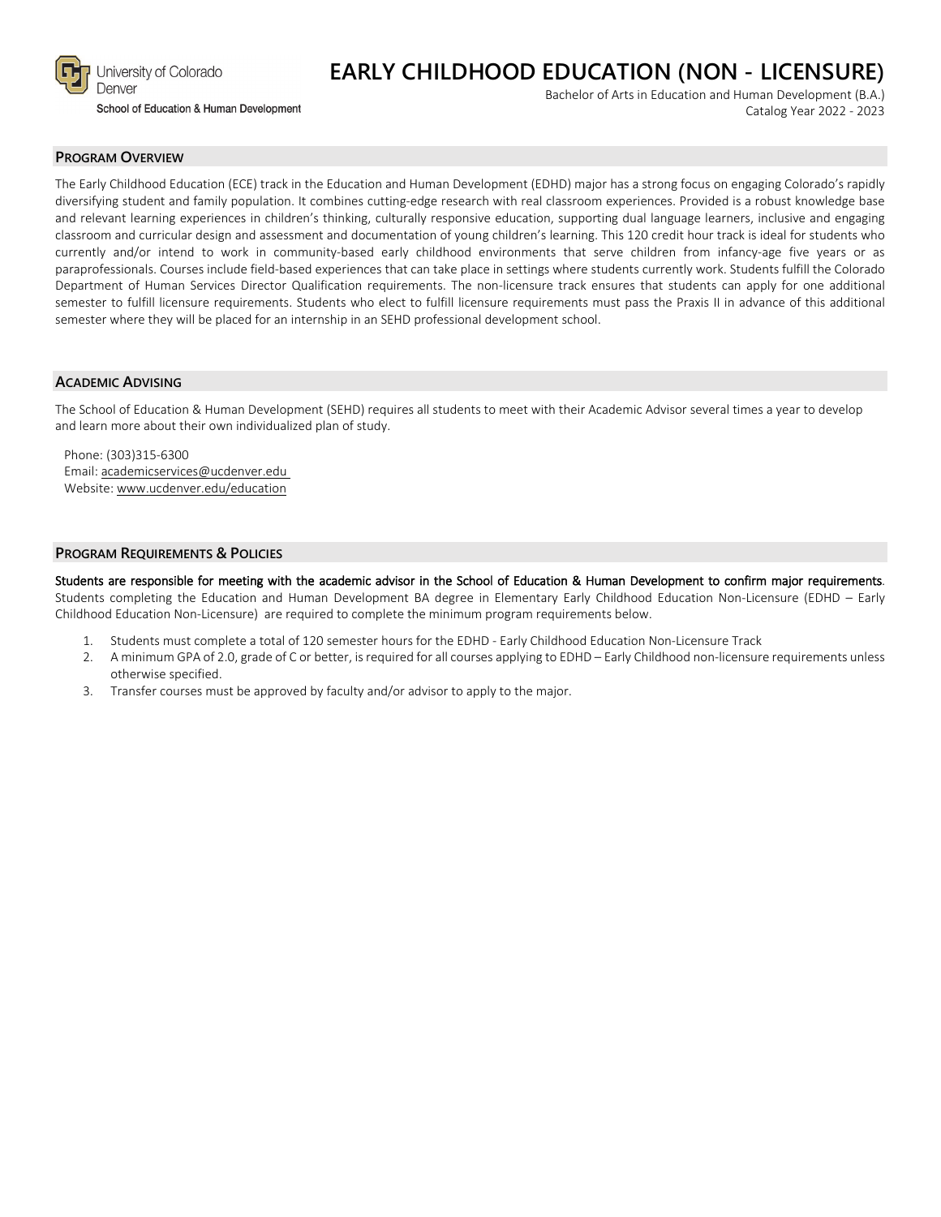University of Colorado Denver

School of Education & Human Development

# EARLY CHILDHOOD EDUCATION (NON - LICENSURE)

Bachelor of Arts in Education and Human Development (B.A.)
Catalog Year 2022 - 2023

## PROGRAM OVERVIEW

The Early Childhood Education (ECE) track in the Education and Human Development (EDHD) major has a strong focus on engaging Colorado's rapidly diversifying student and family population. It combines cutting-edge research with real classroom experiences. Provided is a robust knowledge base and relevant learning experiences in children's thinking, culturally responsive education, supporting dual language learners, inclusive and engaging classroom and curricular design and assessment and documentation of young children's learning. This 120 credit hour track is ideal for students who currently and/or intend to work in community-based early childhood environments that serve children from infancy-age five years or as paraprofessionals. Courses include field-based experiences that can take place in settings where students currently work. Students fulfill the Colorado Department of Human Services Director Qualification requirements. The non-licensure track ensures that students can apply for one additional semester to fulfill licensure requirements. Students who elect to fulfill licensure requirements must pass the Praxis II in advance of this additional semester where they will be placed for an internship in an SEHD professional development school.

## ACADEMIC ADVISING

The School of Education & Human Development (SEHD) requires all students to meet with their Academic Advisor several times a year to develop and learn more about their own individualized plan of study.

Phone: (303)315-6300
Email: academicservices@ucdenver.edu
Website: www.ucdenver.edu/education

## PROGRAM REQUIREMENTS & POLICIES

**Students are responsible for meeting with the academic advisor in the School of Education & Human Development to confirm major requirements**. Students completing the Education and Human Development BA degree in Elementary Early Childhood Education Non-Licensure (EDHD – Early Childhood Education Non-Licensure) are required to complete the minimum program requirements below.

1. Students must complete a total of 120 semester hours for the EDHD - Early Childhood Education Non-Licensure Track
2. A minimum GPA of 2.0, grade of C or better, is required for all courses applying to EDHD – Early Childhood non-licensure requirements unless otherwise specified.
3. Transfer courses must be approved by faculty and/or advisor to apply to the major.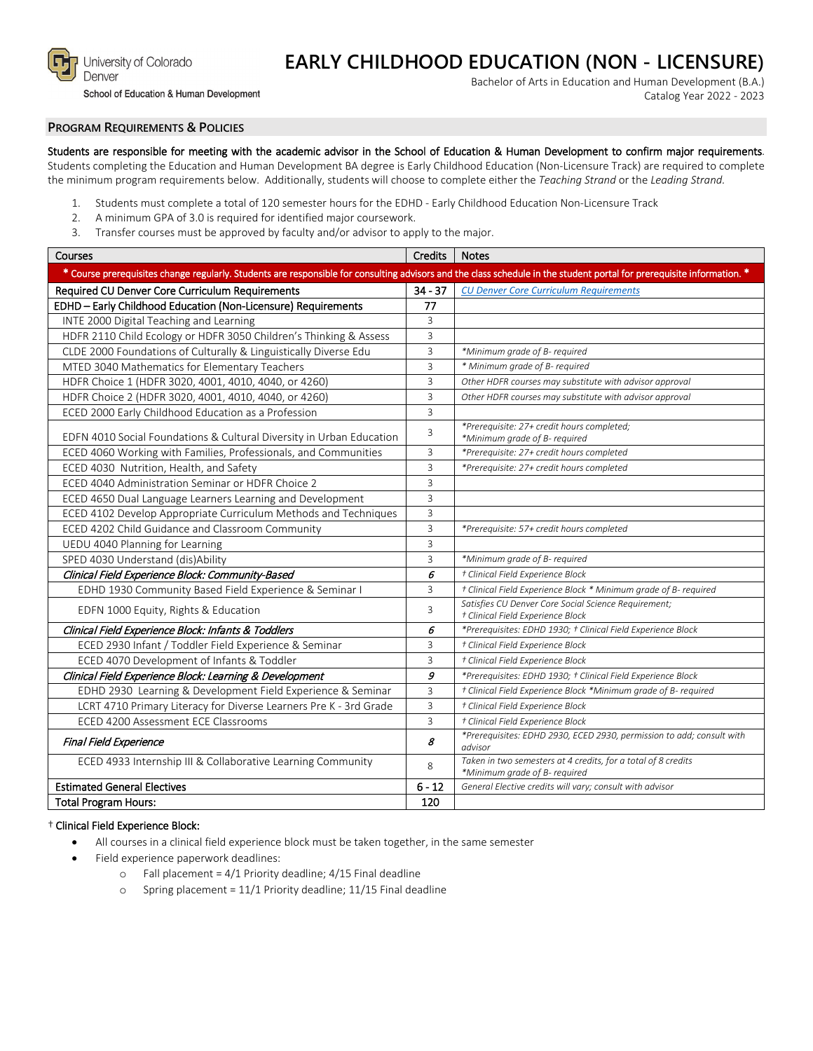University of Colorado Denver
School of Education & Human Development

# EARLY CHILDHOOD EDUCATION (NON - LICENSURE)

Bachelor of Arts in Education and Human Development (B.A.)
Catalog Year 2022 - 2023

## PROGRAM REQUIREMENTS & POLICIES

**Students are responsible for meeting with the academic advisor in the School of Education & Human Development to confirm major requirements**. Students completing the Education and Human Development BA degree is Early Childhood Education (Non-Licensure Track) are required to complete the minimum program requirements below. Additionally, students will choose to complete either the *Teaching Strand* or the *Leading Strand*.

1. Students must complete a total of 120 semester hours for the EDHD - Early Childhood Education Non-Licensure Track
2. A minimum GPA of 3.0 is required for identified major coursework.
3. Transfer courses must be approved by faculty and/or advisor to apply to the major.

| Courses | Credits | Notes |
|---|---|---|
| * Course prerequisites change regularly. Students are responsible for consulting advisors and the class schedule in the student portal for prerequisite information. * | | |
| **Required CU Denver Core Curriculum Requirements** | **34 - 37** | CU Denver Core Curriculum Requirements |
| **EDHD – Early Childhood Education (Non-Licensure) Requirements** | **77** | |
| INTE 2000 Digital Teaching and Learning | 3 | |
| HDFR 2110 Child Ecology or HDFR 3050 Children's Thinking & Assess | 3 | |
| CLDE 2000 Foundations of Culturally & Linguistically Diverse Edu | 3 | *\*Minimum grade of B- required* |
| MTED 3040 Mathematics for Elementary Teachers | 3 | *\* Minimum grade of B- required* |
| HDFR Choice 1 (HDFR 3020, 4001, 4010, 4040, or 4260) | 3 | *Other HDFR courses may substitute with advisor approval* |
| HDFR Choice 2 (HDFR 3020, 4001, 4010, 4040, or 4260) | 3 | *Other HDFR courses may substitute with advisor approval* |
| ECED 2000 Early Childhood Education as a Profession | 3 | |
| EDFN 4010 Social Foundations & Cultural Diversity in Urban Education | 3 | *\*Prerequisite: 27+ credit hours completed; \*Minimum grade of B- required* |
| ECED 4060 Working with Families, Professionals, and Communities | 3 | *\*Prerequisite: 27+ credit hours completed* |
| ECED 4030 Nutrition, Health, and Safety | 3 | *\*Prerequisite: 27+ credit hours completed* |
| ECED 4040 Administration Seminar or HDFR Choice 2 | 3 | |
| ECED 4650 Dual Language Learners Learning and Development | 3 | |
| ECED 4102 Develop Appropriate Curriculum Methods and Techniques | 3 | |
| ECED 4202 Child Guidance and Classroom Community | 3 | *\*Prerequisite: 57+ credit hours completed* |
| UEDU 4040 Planning for Learning | 3 | |
| SPED 4030 Understand (dis)Ability | 3 | *\*Minimum grade of B- required* |
| ***Clinical Field Experience Block: Community-Based*** | ***6*** | *† Clinical Field Experience Block* |
| EDHD 1930 Community Based Field Experience & Seminar I | 3 | *† Clinical Field Experience Block \* Minimum grade of B- required* |
| EDFN 1000 Equity, Rights & Education | 3 | *Satisfies CU Denver Core Social Science Requirement; † Clinical Field Experience Block* |
| ***Clinical Field Experience Block: Infants & Toddlers*** | ***6*** | *\*Prerequisites: EDHD 1930; † Clinical Field Experience Block* |
| ECED 2930 Infant / Toddler Field Experience & Seminar | 3 | *† Clinical Field Experience Block* |
| ECED 4070 Development of Infants & Toddler | 3 | *† Clinical Field Experience Block* |
| ***Clinical Field Experience Block: Learning & Development*** | ***9*** | *\*Prerequisites: EDHD 1930; † Clinical Field Experience Block* |
| EDHD 2930 Learning & Development Field Experience & Seminar | 3 | *† Clinical Field Experience Block \*Minimum grade of B- required* |
| LCRT 4710 Primary Literacy for Diverse Learners Pre K - 3rd Grade | 3 | *† Clinical Field Experience Block* |
| ECED 4200 Assessment ECE Classrooms | 3 | *† Clinical Field Experience Block* |
| ***Final Field Experience*** | ***8*** | *\*Prerequisites: EDHD 2930, ECED 2930, permission to add; consult with advisor* |
| ECED 4933 Internship III & Collaborative Learning Community | 8 | *Taken in two semesters at 4 credits, for a total of 8 credits \*Minimum grade of B- required* |
| **Estimated General Electives** | **6 - 12** | *General Elective credits will vary; consult with advisor* |
| **Total Program Hours:** | **120** | |

† Clinical Field Experience Block:

- All courses in a clinical field experience block must be taken together, in the same semester
- Field experience paperwork deadlines:
  - Fall placement = 4/1 Priority deadline; 4/15 Final deadline
  - Spring placement = 11/1 Priority deadline; 11/15 Final deadline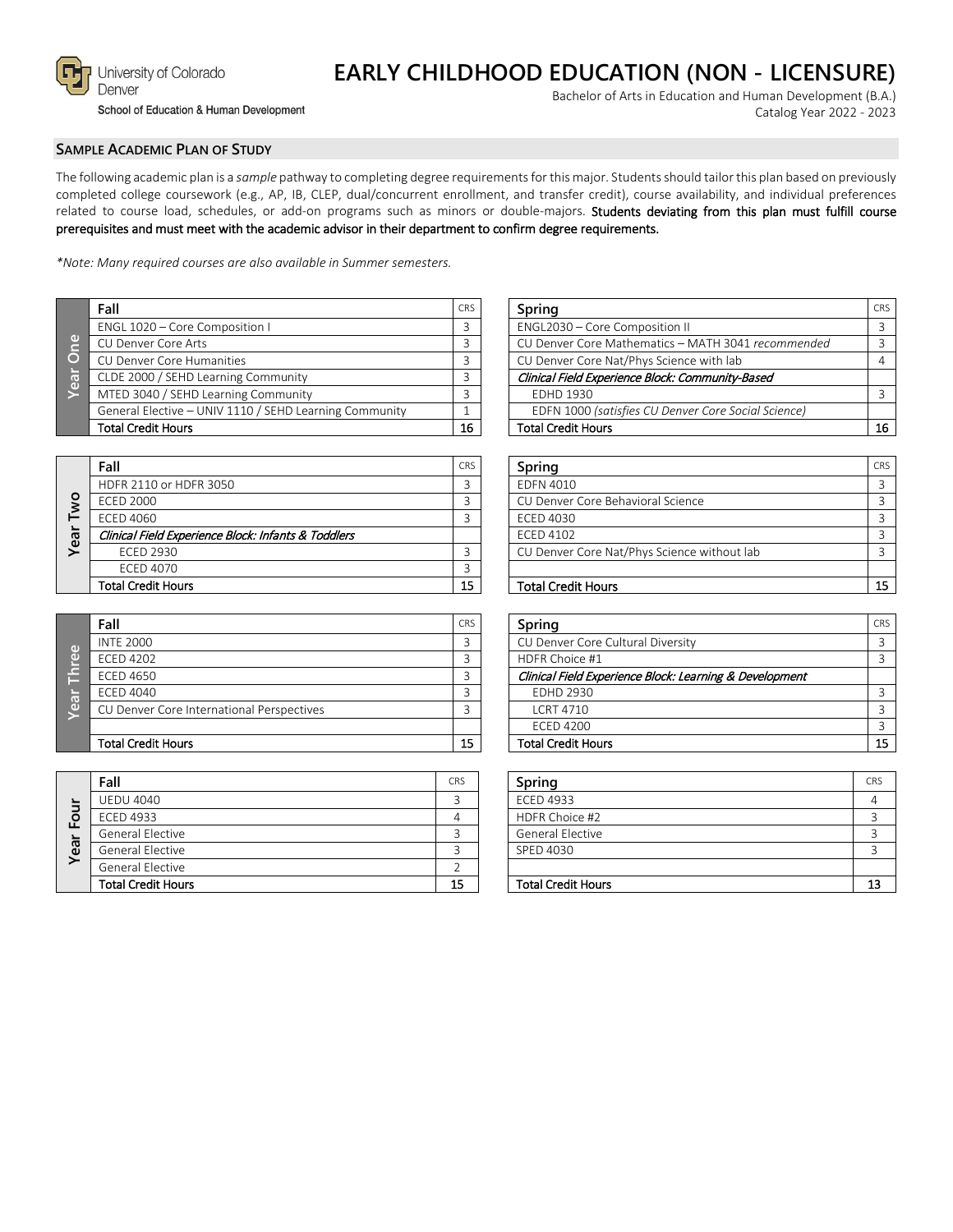# EARLY CHILDHOOD EDUCATION (NON - LICENSURE)

University of Colorado Denver
School of Education & Human Development

Bachelor of Arts in Education and Human Development (B.A.)
Catalog Year 2022 - 2023

## SAMPLE ACADEMIC PLAN OF STUDY

The following academic plan is a *sample* pathway to completing degree requirements for this major. Students should tailor this plan based on previously completed college coursework (e.g., AP, IB, CLEP, dual/concurrent enrollment, and transfer credit), course availability, and individual preferences related to course load, schedules, or add-on programs such as minors or double-majors. **Students deviating from this plan must fulfill course prerequisites and must meet with the academic advisor in their department to confirm degree requirements.**

*\*Note: Many required courses are also available in Summer semesters.*

### Year One

| Fall | CRS |
|---|---|
| ENGL 1020 – Core Composition I | 3 |
| CU Denver Core Arts | 3 |
| CU Denver Core Humanities | 3 |
| CLDE 2000 / SEHD Learning Community | 3 |
| MTED 3040 / SEHD Learning Community | 3 |
| General Elective – UNIV 1110 / SEHD Learning Community | 1 |
| **Total Credit Hours** | **16** |

| Spring | CRS |
|---|---|
| ENGL2030 – Core Composition II | 3 |
| CU Denver Core Mathematics – MATH 3041 *recommended* | 3 |
| CU Denver Core Nat/Phys Science with lab | 4 |
| ***Clinical Field Experience Block: Community-Based*** | |
| EDHD 1930 | 3 |
| EDFN 1000 *(satisfies CU Denver Core Social Science)* | |
| **Total Credit Hours** | **16** |

### Year Two

| Fall | CRS |
|---|---|
| HDFR 2110 or HDFR 3050 | 3 |
| ECED 2000 | 3 |
| ECED 4060 | 3 |
| ***Clinical Field Experience Block: Infants & Toddlers*** | |
| ECED 2930 | 3 |
| ECED 4070 | 3 |
| **Total Credit Hours** | **15** |

| Spring | CRS |
|---|---|
| EDFN 4010 | 3 |
| CU Denver Core Behavioral Science | 3 |
| ECED 4030 | 3 |
| ECED 4102 | 3 |
| CU Denver Core Nat/Phys Science without lab | 3 |
| | |
| **Total Credit Hours** | **15** |

### Year Three

| Fall | CRS |
|---|---|
| INTE 2000 | 3 |
| ECED 4202 | 3 |
| ECED 4650 | 3 |
| ECED 4040 | 3 |
| CU Denver Core International Perspectives | 3 |
| | |
| **Total Credit Hours** | **15** |

| Spring | CRS |
|---|---|
| CU Denver Core Cultural Diversity | 3 |
| HDFR Choice #1 | 3 |
| ***Clinical Field Experience Block: Learning & Development*** | |
| EDHD 2930 | 3 |
| LCRT 4710 | 3 |
| ECED 4200 | 3 |
| **Total Credit Hours** | **15** |

### Year Four

| Fall | CRS |
|---|---|
| UEDU 4040 | 3 |
| ECED 4933 | 4 |
| General Elective | 3 |
| General Elective | 3 |
| General Elective | 2 |
| **Total Credit Hours** | **15** |

| Spring | CRS |
|---|---|
| ECED 4933 | 4 |
| HDFR Choice #2 | 3 |
| General Elective | 3 |
| SPED 4030 | 3 |
| | |
| **Total Credit Hours** | **13** |